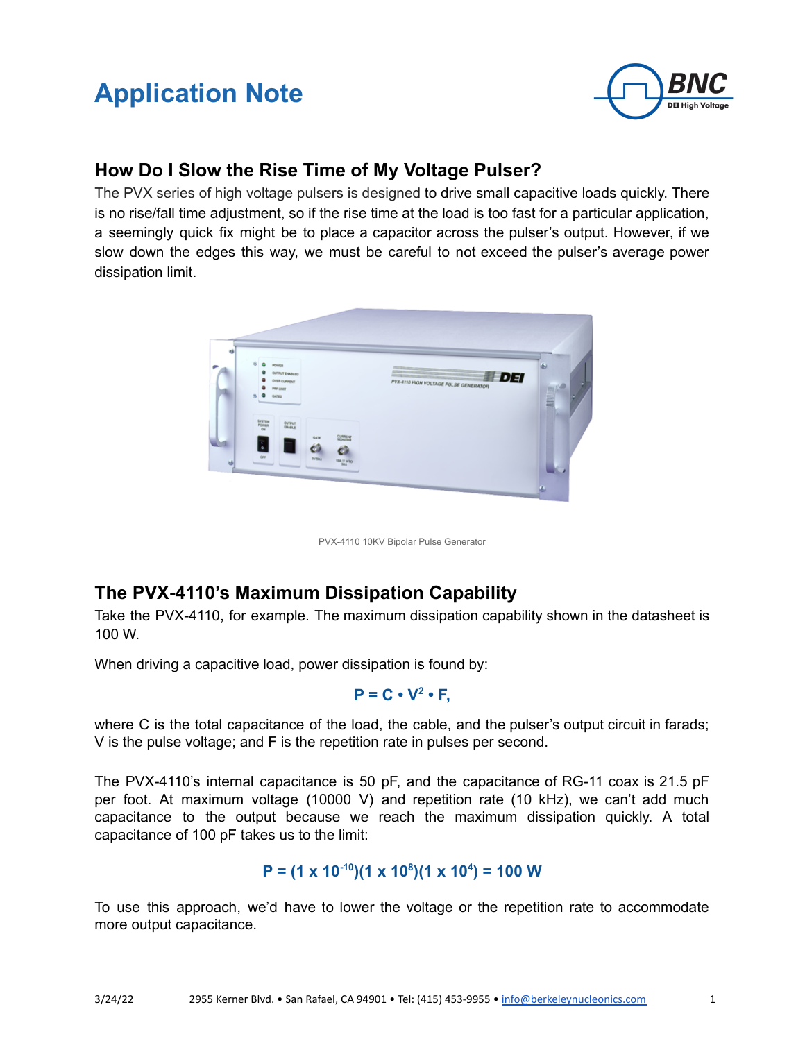# Application Note

## How Do I Slow the Rise Time of My Voltage Pulser?

The PVX series of high voltage pulsers is designed to drive small capacitive loads quickly. There is no rise/fall time adjustment, so if the rise time at the load is too fast for a particular application, a seemingly quick fix might be to place a capacitor across the pulser's output. However, if we slow down the edges this way, we must be careful to not exceed the pulser's average power dissipation limit.

PVX-4110 10KV Bipolar Pulse Generator

## The PVX-4110's Maximum Dissipation Capability

Take the PVX-4110, for example. The maximum dissipation capability shown in the datasheet is 100 W.

When driving a capacitive load, power dissipation is found by:

$$P = C \cdot V^2 \cdot F,$$

where C is the total capacitance of the load, the cable, and the pulser's output circuit in farads; V is the pulse voltage; and F is the repetition rate in pulses per second.

The PVX-4110's internal capacitance is 50 pF, and the capacitance of RG-11 coax is 21.5 pF per foot. At maximum voltage (10000 V) and repetition rate (10 kHz), we can't add much capacitance to the output because we reach the maximum dissipation quickly. A total capacitance of 100 pF takes us to the limit:

$$P = (1 \times 10^{-10})(1 \times 10^{8})(1 \times 10^{4}) = 100 \text{ W}$$

To use this approach, we'd have to lower the voltage or the repetition rate to accommodate more output capacitance.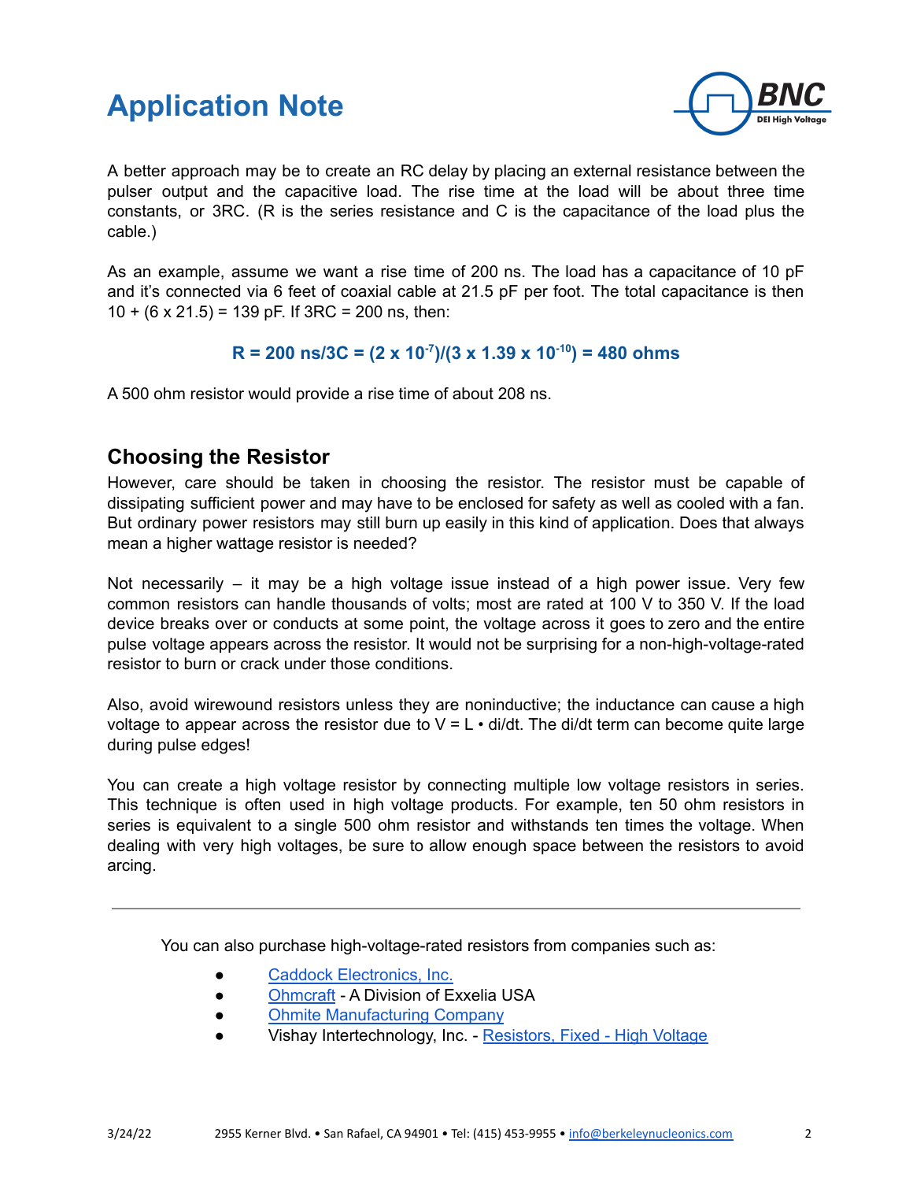# Application Note

A better approach may be to create an RC delay by placing an external resistance between the pulser output and the capacitive load. The rise time at the load will be about three time constants, or 3RC. (R is the series resistance and C is the capacitance of the load plus the cable.)

As an example, assume we want a rise time of 200 ns. The load has a capacitance of 10 pF and it's connected via 6 feet of coaxial cable at 21.5 pF per foot. The total capacitance is then 10 + (6 x 21.5) = 139 pF. If 3RC = 200 ns, then:

$$R = 200\text{ ns}/3C = (2 \times 10^{-7})/(3 \times 1.39 \times 10^{-10}) = 480\text{ ohms}$$

A 500 ohm resistor would provide a rise time of about 208 ns.

## Choosing the Resistor

However, care should be taken in choosing the resistor. The resistor must be capable of dissipating sufficient power and may have to be enclosed for safety as well as cooled with a fan. But ordinary power resistors may still burn up easily in this kind of application. Does that always mean a higher wattage resistor is needed?

Not necessarily – it may be a high voltage issue instead of a high power issue. Very few common resistors can handle thousands of volts; most are rated at 100 V to 350 V. If the load device breaks over or conducts at some point, the voltage across it goes to zero and the entire pulse voltage appears across the resistor. It would not be surprising for a non-high-voltage-rated resistor to burn or crack under those conditions.

Also, avoid wirewound resistors unless they are noninductive; the inductance can cause a high voltage to appear across the resistor due to $V = L \cdot di/dt$. The di/dt term can become quite large during pulse edges!

You can create a high voltage resistor by connecting multiple low voltage resistors in series. This technique is often used in high voltage products. For example, ten 50 ohm resistors in series is equivalent to a single 500 ohm resistor and withstands ten times the voltage. When dealing with very high voltages, be sure to allow enough space between the resistors to avoid arcing.

---

You can also purchase high-voltage-rated resistors from companies such as:

- Caddock Electronics, Inc.
- Ohmcraft - A Division of Exxelia USA
- Ohmite Manufacturing Company
- Vishay Intertechnology, Inc. - Resistors, Fixed - High Voltage